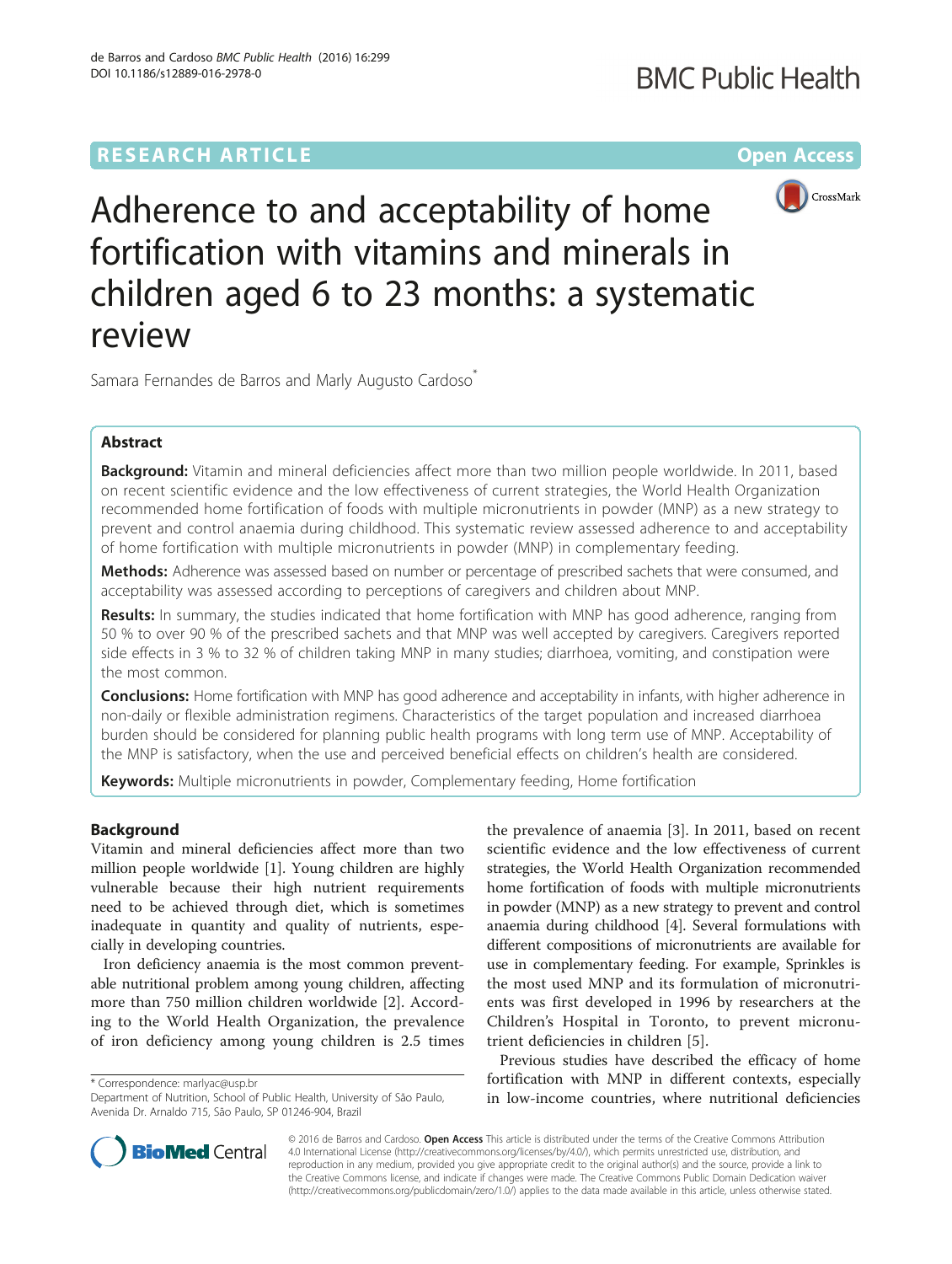RESEARCH ARTICLE

Open Access

# Adherence to and acceptability of home fortification with vitamins and minerals in children aged 6 to 23 months: a systematic review

Samara Fernandes de Barros and Marly Augusto Cardoso*

## Abstract

**Background:** Vitamin and mineral deficiencies affect more than two million people worldwide. In 2011, based on recent scientific evidence and the low effectiveness of current strategies, the World Health Organization recommended home fortification of foods with multiple micronutrients in powder (MNP) as a new strategy to prevent and control anaemia during childhood. This systematic review assessed adherence to and acceptability of home fortification with multiple micronutrients in powder (MNP) in complementary feeding.

**Methods:** Adherence was assessed based on number or percentage of prescribed sachets that were consumed, and acceptability was assessed according to perceptions of caregivers and children about MNP.

**Results:** In summary, the studies indicated that home fortification with MNP has good adherence, ranging from 50 % to over 90 % of the prescribed sachets and that MNP was well accepted by caregivers. Caregivers reported side effects in 3 % to 32 % of children taking MNP in many studies; diarrhoea, vomiting, and constipation were the most common.

**Conclusions:** Home fortification with MNP has good adherence and acceptability in infants, with higher adherence in non-daily or flexible administration regimens. Characteristics of the target population and increased diarrhoea burden should be considered for planning public health programs with long term use of MNP. Acceptability of the MNP is satisfactory, when the use and perceived beneficial effects on children's health are considered.

**Keywords:** Multiple micronutrients in powder, Complementary feeding, Home fortification

## Background

Vitamin and mineral deficiencies affect more than two million people worldwide [1]. Young children are highly vulnerable because their high nutrient requirements need to be achieved through diet, which is sometimes inadequate in quantity and quality of nutrients, especially in developing countries.

Iron deficiency anaemia is the most common preventable nutritional problem among young children, affecting more than 750 million children worldwide [2]. According to the World Health Organization, the prevalence of iron deficiency among young children is 2.5 times the prevalence of anaemia [3]. In 2011, based on recent scientific evidence and the low effectiveness of current strategies, the World Health Organization recommended home fortification of foods with multiple micronutrients in powder (MNP) as a new strategy to prevent and control anaemia during childhood [4]. Several formulations with different compositions of micronutrients are available for use in complementary feeding. For example, Sprinkles is the most used MNP and its formulation of micronutrients was first developed in 1996 by researchers at the Children's Hospital in Toronto, to prevent micronutrient deficiencies in children [5].

Previous studies have described the efficacy of home fortification with MNP in different contexts, especially in low-income countries, where nutritional deficiencies

* Correspondence: marlyac@usp.br
Department of Nutrition, School of Public Health, University of São Paulo, Avenida Dr. Arnaldo 715, São Paulo, SP 01246-904, Brazil

© 2016 de Barros and Cardoso. **Open Access** This article is distributed under the terms of the Creative Commons Attribution 4.0 International License (http://creativecommons.org/licenses/by/4.0/), which permits unrestricted use, distribution, and reproduction in any medium, provided you give appropriate credit to the original author(s) and the source, provide a link to the Creative Commons license, and indicate if changes were made. The Creative Commons Public Domain Dedication waiver (http://creativecommons.org/publicdomain/zero/1.0/) applies to the data made available in this article, unless otherwise stated.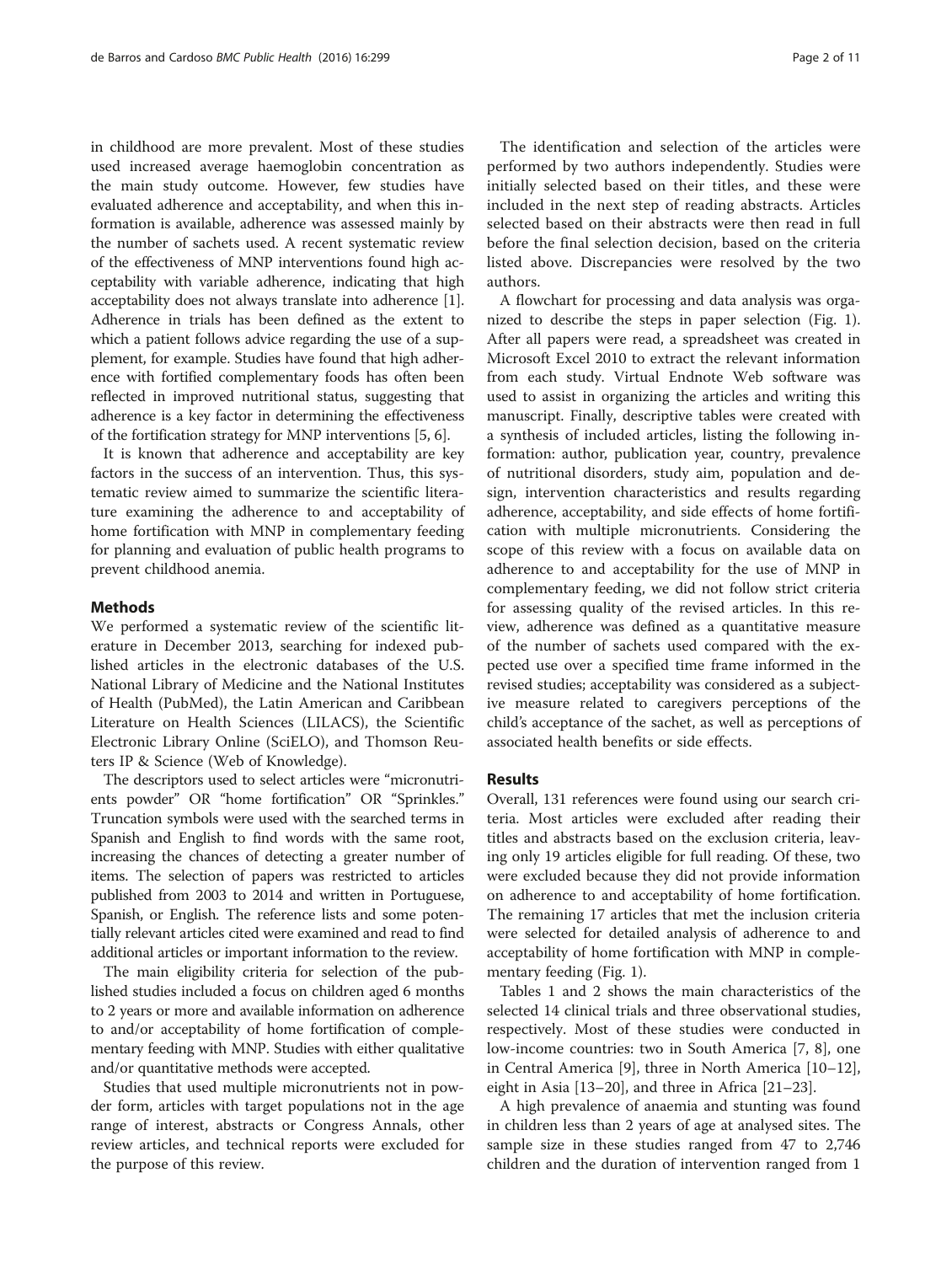in childhood are more prevalent. Most of these studies used increased average haemoglobin concentration as the main study outcome. However, few studies have evaluated adherence and acceptability, and when this information is available, adherence was assessed mainly by the number of sachets used. A recent systematic review of the effectiveness of MNP interventions found high acceptability with variable adherence, indicating that high acceptability does not always translate into adherence [1]. Adherence in trials has been defined as the extent to which a patient follows advice regarding the use of a supplement, for example. Studies have found that high adherence with fortified complementary foods has often been reflected in improved nutritional status, suggesting that adherence is a key factor in determining the effectiveness of the fortification strategy for MNP interventions [5, 6].

It is known that adherence and acceptability are key factors in the success of an intervention. Thus, this systematic review aimed to summarize the scientific literature examining the adherence to and acceptability of home fortification with MNP in complementary feeding for planning and evaluation of public health programs to prevent childhood anemia.

## Methods

We performed a systematic review of the scientific literature in December 2013, searching for indexed published articles in the electronic databases of the U.S. National Library of Medicine and the National Institutes of Health (PubMed), the Latin American and Caribbean Literature on Health Sciences (LILACS), the Scientific Electronic Library Online (SciELO), and Thomson Reuters IP & Science (Web of Knowledge).

The descriptors used to select articles were "micronutrients powder" OR "home fortification" OR "Sprinkles." Truncation symbols were used with the searched terms in Spanish and English to find words with the same root, increasing the chances of detecting a greater number of items. The selection of papers was restricted to articles published from 2003 to 2014 and written in Portuguese, Spanish, or English. The reference lists and some potentially relevant articles cited were examined and read to find additional articles or important information to the review.

The main eligibility criteria for selection of the published studies included a focus on children aged 6 months to 2 years or more and available information on adherence to and/or acceptability of home fortification of complementary feeding with MNP. Studies with either qualitative and/or quantitative methods were accepted.

Studies that used multiple micronutrients not in powder form, articles with target populations not in the age range of interest, abstracts or Congress Annals, other review articles, and technical reports were excluded for the purpose of this review.

The identification and selection of the articles were performed by two authors independently. Studies were initially selected based on their titles, and these were included in the next step of reading abstracts. Articles selected based on their abstracts were then read in full before the final selection decision, based on the criteria listed above. Discrepancies were resolved by the two authors.

A flowchart for processing and data analysis was organized to describe the steps in paper selection (Fig. 1). After all papers were read, a spreadsheet was created in Microsoft Excel 2010 to extract the relevant information from each study. Virtual Endnote Web software was used to assist in organizing the articles and writing this manuscript. Finally, descriptive tables were created with a synthesis of included articles, listing the following information: author, publication year, country, prevalence of nutritional disorders, study aim, population and design, intervention characteristics and results regarding adherence, acceptability, and side effects of home fortification with multiple micronutrients. Considering the scope of this review with a focus on available data on adherence to and acceptability for the use of MNP in complementary feeding, we did not follow strict criteria for assessing quality of the revised articles. In this review, adherence was defined as a quantitative measure of the number of sachets used compared with the expected use over a specified time frame informed in the revised studies; acceptability was considered as a subjective measure related to caregivers perceptions of the child's acceptance of the sachet, as well as perceptions of associated health benefits or side effects.

## Results

Overall, 131 references were found using our search criteria. Most articles were excluded after reading their titles and abstracts based on the exclusion criteria, leaving only 19 articles eligible for full reading. Of these, two were excluded because they did not provide information on adherence to and acceptability of home fortification. The remaining 17 articles that met the inclusion criteria were selected for detailed analysis of adherence to and acceptability of home fortification with MNP in complementary feeding (Fig. 1).

Tables 1 and 2 shows the main characteristics of the selected 14 clinical trials and three observational studies, respectively. Most of these studies were conducted in low-income countries: two in South America [7, 8], one in Central America [9], three in North America [10–12], eight in Asia [13–20], and three in Africa [21–23].

A high prevalence of anaemia and stunting was found in children less than 2 years of age at analysed sites. The sample size in these studies ranged from 47 to 2,746 children and the duration of intervention ranged from 1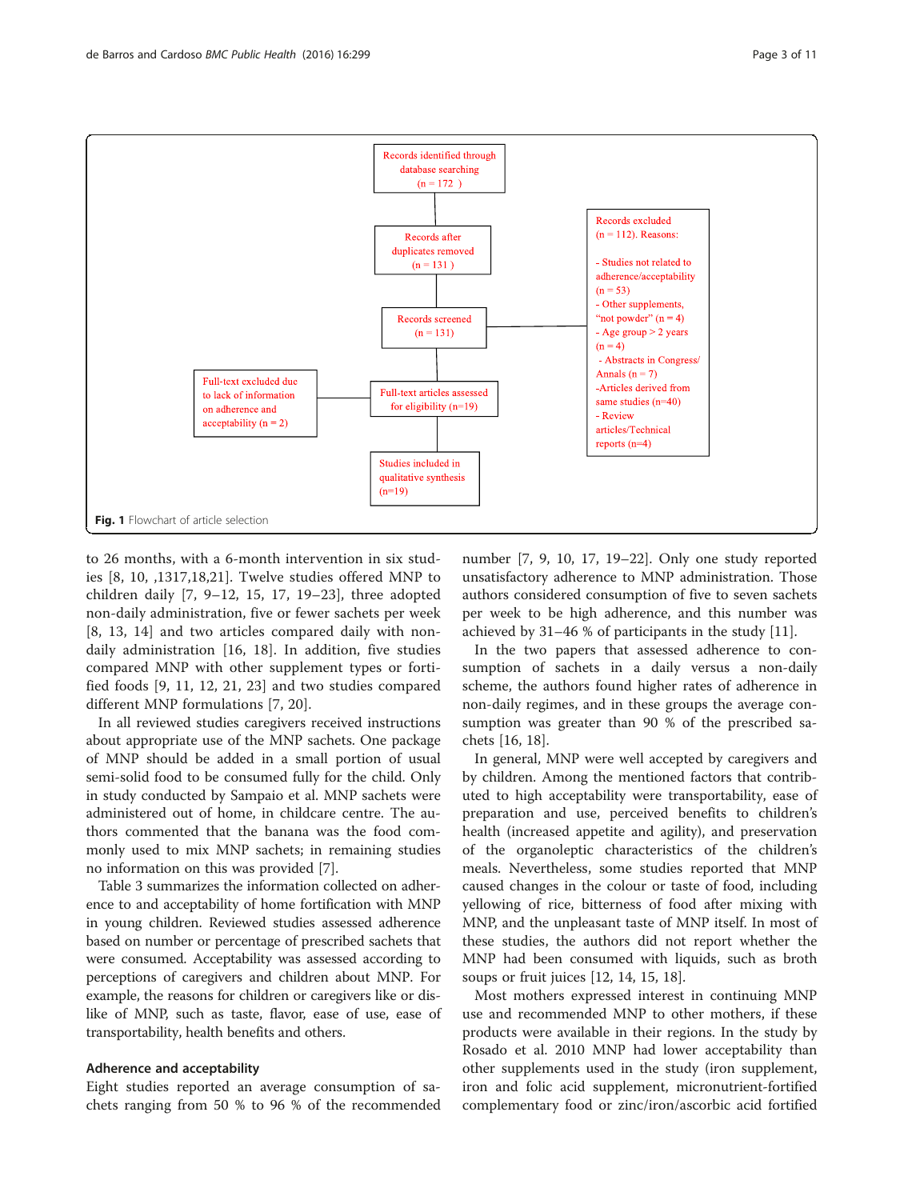Records identified through database searching (n = 172 )

Records after duplicates removed (n = 131 )

Records screened (n = 131)

Records excluded (n = 112). Reasons:

- Studies not related to adherence/acceptability (n = 53)
- Other supplements, "not powder" (n = 4)
- Age group > 2 years (n = 4)
- Abstracts in Congress/ Annals (n = 7)
- Articles derived from same studies (n=40)
- Review articles/Technical reports (n=4)

Full-text articles assessed for eligibility (n=19)

Full-text excluded due to lack of information on adherence and acceptability (n = 2)

Studies included in qualitative synthesis (n=19)

**Fig. 1** Flowchart of article selection

to 26 months, with a 6-month intervention in six studies [8, 10, ,1317,18,21]. Twelve studies offered MNP to children daily [7, 9–12, 15, 17, 19–23], three adopted non-daily administration, five or fewer sachets per week [8, 13, 14] and two articles compared daily with non-daily administration [16, 18]. In addition, five studies compared MNP with other supplement types or fortified foods [9, 11, 12, 21, 23] and two studies compared different MNP formulations [7, 20].

In all reviewed studies caregivers received instructions about appropriate use of the MNP sachets. One package of MNP should be added in a small portion of usual semi-solid food to be consumed fully for the child. Only in study conducted by Sampaio et al. MNP sachets were administered out of home, in childcare centre. The authors commented that the banana was the food commonly used to mix MNP sachets; in remaining studies no information on this was provided [7].

Table 3 summarizes the information collected on adherence to and acceptability of home fortification with MNP in young children. Reviewed studies assessed adherence based on number or percentage of prescribed sachets that were consumed. Acceptability was assessed according to perceptions of caregivers and children about MNP. For example, the reasons for children or caregivers like or dislike of MNP, such as taste, flavor, ease of use, ease of transportability, health benefits and others.

## Adherence and acceptability

Eight studies reported an average consumption of sachets ranging from 50 % to 96 % of the recommended number [7, 9, 10, 17, 19–22]. Only one study reported unsatisfactory adherence to MNP administration. Those authors considered consumption of five to seven sachets per week to be high adherence, and this number was achieved by 31–46 % of participants in the study [11].

In the two papers that assessed adherence to consumption of sachets in a daily versus a non-daily scheme, the authors found higher rates of adherence in non-daily regimes, and in these groups the average consumption was greater than 90 % of the prescribed sachets [16, 18].

In general, MNP were well accepted by caregivers and by children. Among the mentioned factors that contributed to high acceptability were transportability, ease of preparation and use, perceived benefits to children's health (increased appetite and agility), and preservation of the organoleptic characteristics of the children's meals. Nevertheless, some studies reported that MNP caused changes in the colour or taste of food, including yellowing of rice, bitterness of food after mixing with MNP, and the unpleasant taste of MNP itself. In most of these studies, the authors did not report whether the MNP had been consumed with liquids, such as broth soups or fruit juices [12, 14, 15, 18].

Most mothers expressed interest in continuing MNP use and recommended MNP to other mothers, if these products were available in their regions. In the study by Rosado et al. 2010 MNP had lower acceptability than other supplements used in the study (iron supplement, iron and folic acid supplement, micronutrient-fortified complementary food or zinc/iron/ascorbic acid fortified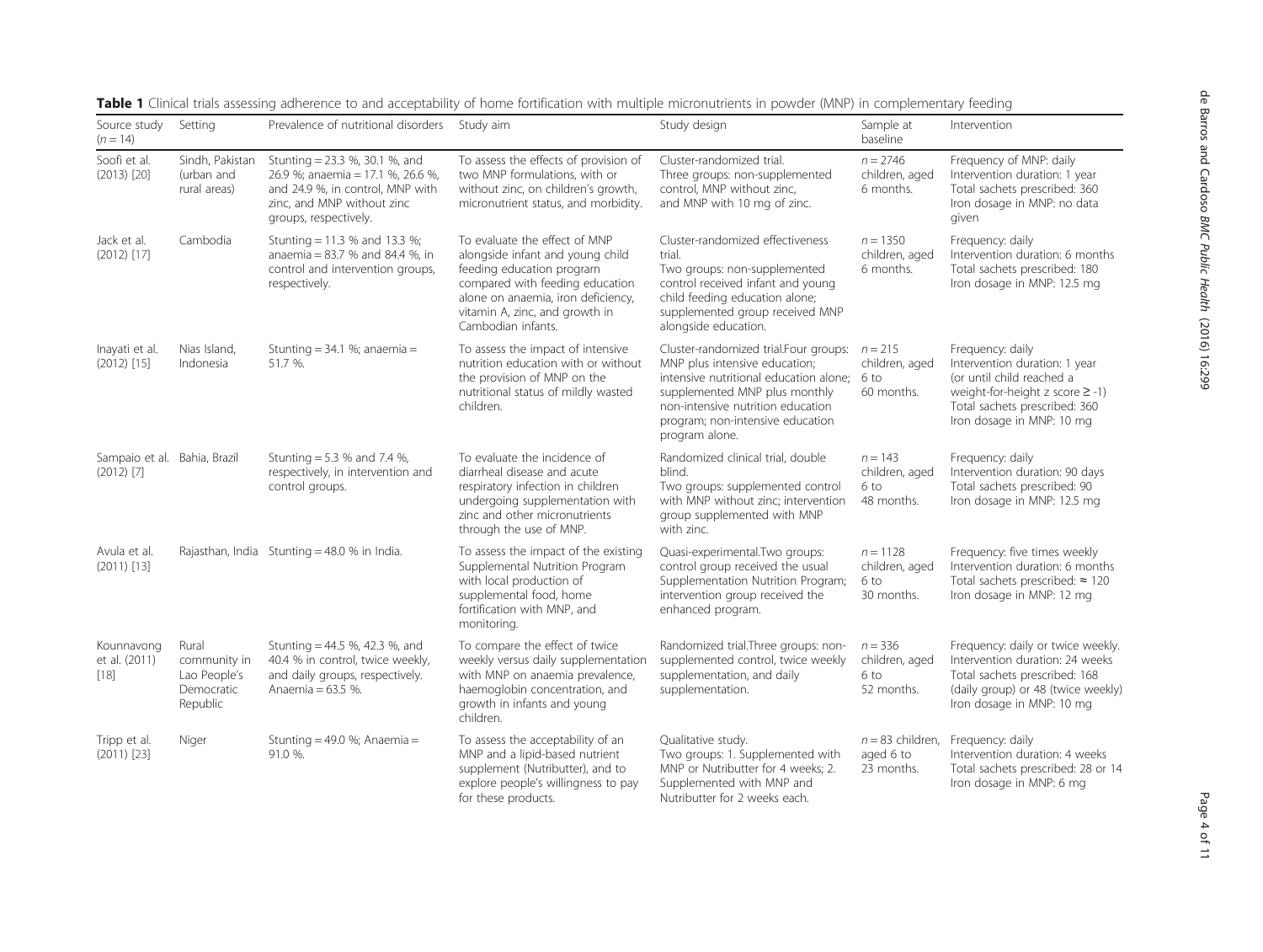**Table 1** Clinical trials assessing adherence to and acceptability of home fortification with multiple micronutrients in powder (MNP) in complementary feeding

| Source study (n = 14) | Setting | Prevalence of nutritional disorders | Study aim | Study design | Sample at baseline | Intervention |
|---|---|---|---|---|---|---|
| Soofi et al. (2013) [20] | Sindh, Pakistan (urban and rural areas) | Stunting = 23.3 %, 30.1 %, and 26.9 %; anaemia = 17.1 %, 26.6 %, and 24.9 %, in control, MNP with zinc, and MNP without zinc groups, respectively. | To assess the effects of provision of two MNP formulations, with or without zinc, on children's growth, micronutrient status, and morbidity. | Cluster-randomized trial. Three groups: non-supplemented control, MNP without zinc, and MNP with 10 mg of zinc. | n = 2746 children, aged 6 months. | Frequency of MNP: daily Intervention duration: 1 year Total sachets prescribed: 360 Iron dosage in MNP: no data given |
| Jack et al. (2012) [17] | Cambodia | Stunting = 11.3 % and 13.3 %; anaemia = 83.7 % and 84.4 %, in control and intervention groups, respectively. | To evaluate the effect of MNP alongside infant and young child feeding education program compared with feeding education alone on anaemia, iron deficiency, vitamin A, zinc, and growth in Cambodian infants. | Cluster-randomized effectiveness trial. Two groups: non-supplemented control received infant and young child feeding education alone; supplemented group received MNP alongside education. | n = 1350 children, aged 6 months. | Frequency: daily Intervention duration: 6 months Total sachets prescribed: 180 Iron dosage in MNP: 12.5 mg |
| Inayati et al. (2012) [15] | Nias Island, Indonesia | Stunting = 34.1 %; anaemia = 51.7 %. | To assess the impact of intensive nutrition education with or without the provision of MNP on the nutritional status of mildly wasted children. | Cluster-randomized trial.Four groups: MNP plus intensive education; intensive nutritional education alone; supplemented MNP plus monthly non-intensive nutrition education program; non-intensive education program alone. | n = 215 children, aged 6 to 60 months. | Frequency: daily Intervention duration: 1 year (or until child reached a weight-for-height z score ≥ -1) Total sachets prescribed: 360 Iron dosage in MNP: 10 mg |
| Sampaio et al. (2012) [7] | Bahia, Brazil | Stunting = 5.3 % and 7.4 %, respectively, in intervention and control groups. | To evaluate the incidence of diarrheal disease and acute respiratory infection in children undergoing supplementation with zinc and other micronutrients through the use of MNP. | Randomized clinical trial, double blind. Two groups: supplemented control with MNP without zinc; intervention group supplemented with MNP with zinc. | n = 143 children, aged 6 to 48 months. | Frequency: daily Intervention duration: 90 days Total sachets prescribed: 90 Iron dosage in MNP: 12.5 mg |
| Avula et al. (2011) [13] | Rajasthan, India | Stunting = 48.0 % in India. | To assess the impact of the existing Supplemental Nutrition Program with local production of supplemental food, home fortification with MNP, and monitoring. | Quasi-experimental.Two groups: control group received the usual Supplementation Nutrition Program; intervention group received the enhanced program. | n = 1128 children, aged 6 to 30 months. | Frequency: five times weekly Intervention duration: 6 months Total sachets prescribed: ≈ 120 Iron dosage in MNP: 12 mg |
| Kounnavong et al. (2011) [18] | Rural community in Lao People's Democratic Republic | Stunting = 44.5 %, 42.3 %, and 40.4 % in control, twice weekly, and daily groups, respectively. Anaemia = 63.5 %. | To compare the effect of twice weekly versus daily supplementation with MNP on anaemia prevalence, haemoglobin concentration, and growth in infants and young children. | Randomized trial.Three groups: non-supplemented control, twice weekly supplementation, and daily supplementation. | n = 336 children, aged 6 to 52 months. | Frequency: daily or twice weekly. Intervention duration: 24 weeks Total sachets prescribed: 168 (daily group) or 48 (twice weekly) Iron dosage in MNP: 10 mg |
| Tripp et al. (2011) [23] | Niger | Stunting = 49.0 %; Anaemia = 91.0 %. | To assess the acceptability of an MNP and a lipid-based nutrient supplement (Nutributter), and to explore people's willingness to pay for these products. | Qualitative study. Two groups: 1. Supplemented with MNP or Nutributter for 4 weeks; 2. Supplemented with MNP and Nutributter for 2 weeks each. | n = 83 children, aged 6 to 23 months. | Frequency: daily Intervention duration: 4 weeks Total sachets prescribed: 28 or 14 Iron dosage in MNP: 6 mg |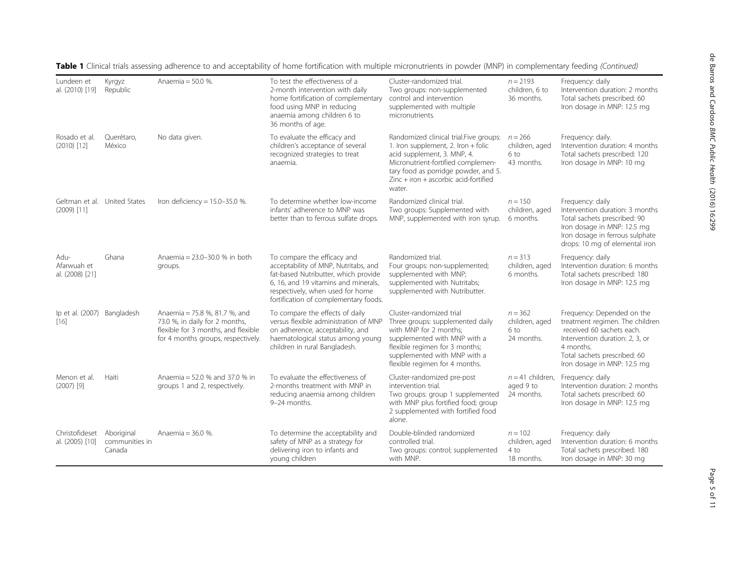**Table 1** Clinical trials assessing adherence to and acceptability of home fortification with multiple micronutrients in powder (MNP) in complementary feeding *(Continued)*

| | | | | | | |
|---|---|---|---|---|---|---|
| Lundeen et al. (2010) [19] | Kyrgyz Republic | Anaemia = 50.0 %. | To test the effectiveness of a 2-month intervention with daily home fortification of complementary food using MNP in reducing anaemia among children 6 to 36 months of age. | Cluster-randomized trial. Two groups: non-supplemented control and intervention supplemented with multiple micronutrients. | $n = 2193$ children, 6 to 36 months. | Frequency: daily Intervention duration: 2 months Total sachets prescribed: 60 Iron dosage in MNP: 12.5 mg |
| Rosado et al. (2010) [12] | Querétaro, México | No data given. | To evaluate the efficacy and children's acceptance of several recognized strategies to treat anaemia. | Randomized clinical trial.Five groups: 1. Iron supplement, 2. Iron + folic acid supplement, 3. MNP, 4. Micronutrient-fortified complementary food as porridge powder, and 5. Zinc + iron + ascorbic acid-fortified water. | $n = 266$ children, aged 6 to 43 months. | Frequency: daily. Intervention duration: 4 months Total sachets prescribed: 120 Iron dosage in MNP: 10 mg |
| Geltman et al. (2009) [11] | United States | Iron deficiency = 15.0–35.0 %. | To determine whether low-income infants' adherence to MNP was better than to ferrous sulfate drops. | Randomized clinical trial. Two groups: Supplemented with MNP, supplemented with iron syrup. | $n = 150$ children, aged 6 months. | Frequency: daily Intervention duration: 3 months Total sachets prescribed: 90 Iron dosage in MNP: 12.5 mg Iron dosage in ferrous sulphate drops: 10 mg of elemental iron |
| Adu-Afarwuah et al. (2008) [21] | Ghana | Anaemia = 23.0–30.0 % in both groups. | To compare the efficacy and acceptability of MNP, Nutritabs, and fat-based Nutributter, which provide 6, 16, and 19 vitamins and minerals, respectively, when used for home fortification of complementary foods. | Randomized trial. Four groups: non-supplemented; supplemented with MNP; supplemented with Nutritabs; supplemented with Nutributter. | $n = 313$ children, aged 6 months. | Frequency: daily Intervention duration: 6 months Total sachets prescribed: 180 Iron dosage in MNP: 12.5 mg |
| Ip et al. (2007) [16] | Bangladesh | Anaemia = 75.8 %, 81.7 %, and 73.0 %, in daily for 2 months, flexible for 3 months, and flexible for 4 months groups, respectively. | To compare the effects of daily versus flexible administration of MNP on adherence, acceptability, and haematological status among young children in rural Bangladesh. | Cluster-randomized trial Three groups: supplemented daily with MNP for 2 months; supplemented with MNP with a flexible regimen for 3 months; supplemented with MNP with a flexible regimen for 4 months. | $n = 362$ children, aged 6 to 24 months. | Frequency: Depended on the treatment regimen. The children received 60 sachets each. Intervention duration: 2, 3, or 4 months. Total sachets prescribed: 60 Iron dosage in MNP: 12.5 mg |
| Menon et al. (2007) [9] | Haiti | Anaemia = 52.0 % and 37.0 % in groups 1 and 2, respectively. | To evaluate the effectiveness of 2-months treatment with MNP in reducing anaemia among children 9–24 months. | Cluster-randomized pre-post intervention trial. Two groups: group 1 supplemented with MNP plus fortified food; group 2 supplemented with fortified food alone. | $n = 41$ children, aged 9 to 24 months. | Frequency: daily Intervention duration: 2 months Total sachets prescribed: 60 Iron dosage in MNP: 12.5 mg |
| Christofideset al. (2005) [10] | Aboriginal communities in Canada | Anaemia = 36.0 %. | To determine the acceptability and safety of MNP as a strategy for delivering iron to infants and young children | Double-blinded randomized controlled trial. Two groups: control; supplemented with MNP. | $n = 102$ children, aged 4 to 18 months. | Frequency: daily Intervention duration: 6 months Total sachets prescribed: 180 Iron dosage in MNP: 30 mg |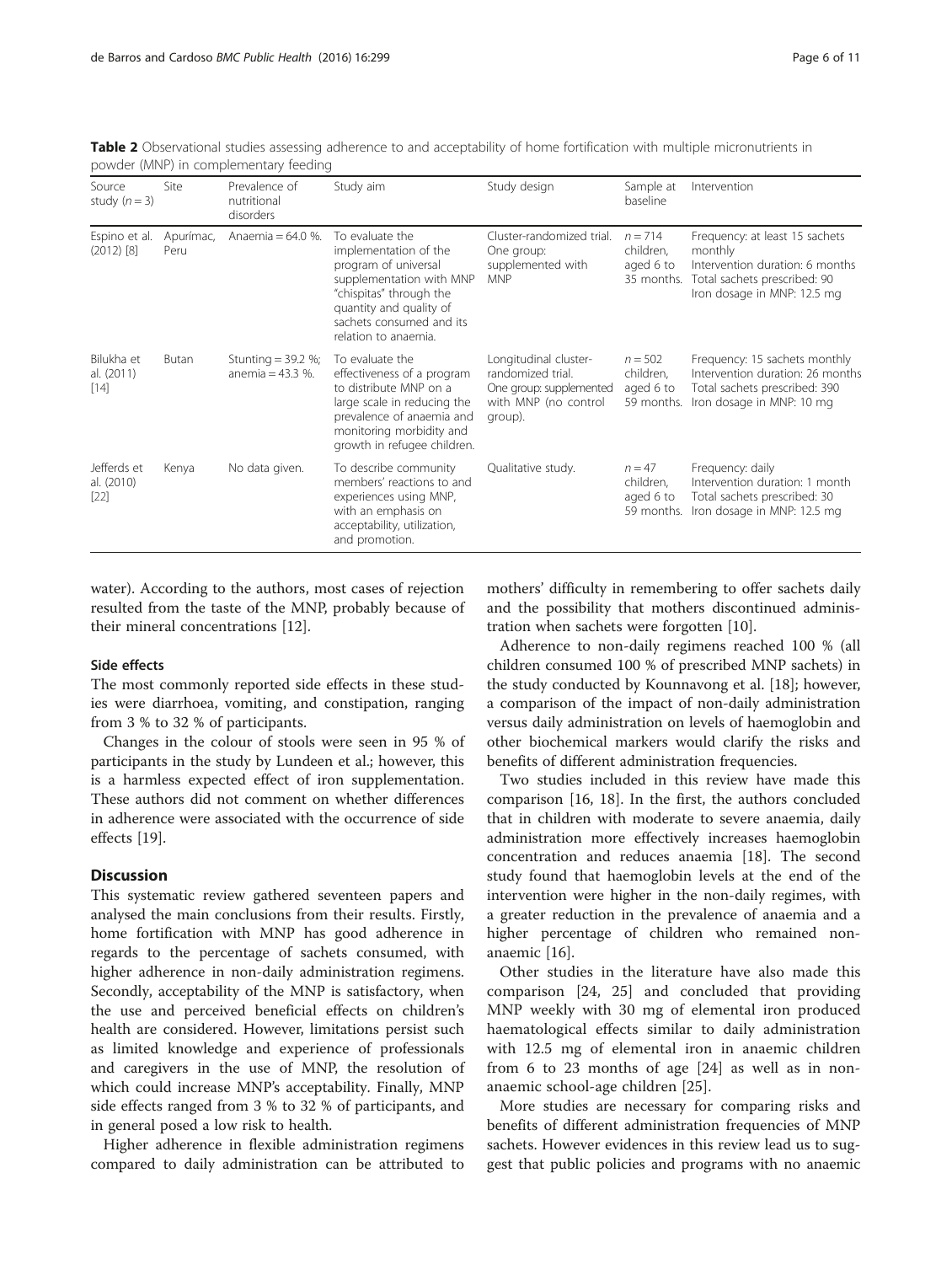**Table 2** Observational studies assessing adherence to and acceptability of home fortification with multiple micronutrients in powder (MNP) in complementary feeding

| Source study ($n = 3$) | Site | Prevalence of nutritional disorders | Study aim | Study design | Sample at baseline | Intervention |
|---|---|---|---|---|---|---|
| Espino et al. (2012) [8] | Apurímac, Peru | Anaemia = 64.0 %. | To evaluate the implementation of the program of universal supplementation with MNP "chispitas" through the quantity and quality of sachets consumed and its relation to anaemia. | Cluster-randomized trial. One group: supplemented with MNP | $n = 714$ children, aged 6 to 35 months. | Frequency: at least 15 sachets monthly<br>Intervention duration: 6 months<br>Total sachets prescribed: 90<br>Iron dosage in MNP: 12.5 mg |
| Bilukha et al. (2011) [14] | Butan | Stunting = 39.2 %; anemia = 43.3 %. | To evaluate the effectiveness of a program to distribute MNP on a large scale in reducing the prevalence of anaemia and monitoring morbidity and growth in refugee children. | Longitudinal cluster-randomized trial. One group: supplemented with MNP (no control group). | $n = 502$ children, aged 6 to 59 months. | Frequency: 15 sachets monthly<br>Intervention duration: 26 months<br>Total sachets prescribed: 390<br>Iron dosage in MNP: 10 mg |
| Jefferds et al. (2010) [22] | Kenya | No data given. | To describe community members' reactions to and experiences using MNP, with an emphasis on acceptability, utilization, and promotion. | Qualitative study. | $n = 47$ children, aged 6 to 59 months. | Frequency: daily<br>Intervention duration: 1 month<br>Total sachets prescribed: 30<br>Iron dosage in MNP: 12.5 mg |

water). According to the authors, most cases of rejection resulted from the taste of the MNP, probably because of their mineral concentrations [12].

### Side effects

The most commonly reported side effects in these studies were diarrhoea, vomiting, and constipation, ranging from 3 % to 32 % of participants.

Changes in the colour of stools were seen in 95 % of participants in the study by Lundeen et al.; however, this is a harmless expected effect of iron supplementation. These authors did not comment on whether differences in adherence were associated with the occurrence of side effects [19].

## Discussion

This systematic review gathered seventeen papers and analysed the main conclusions from their results. Firstly, home fortification with MNP has good adherence in regards to the percentage of sachets consumed, with higher adherence in non-daily administration regimens. Secondly, acceptability of the MNP is satisfactory, when the use and perceived beneficial effects on children's health are considered. However, limitations persist such as limited knowledge and experience of professionals and caregivers in the use of MNP, the resolution of which could increase MNP's acceptability. Finally, MNP side effects ranged from 3 % to 32 % of participants, and in general posed a low risk to health.

Higher adherence in flexible administration regimens compared to daily administration can be attributed to mothers' difficulty in remembering to offer sachets daily and the possibility that mothers discontinued administration when sachets were forgotten [10].

Adherence to non-daily regimens reached 100 % (all children consumed 100 % of prescribed MNP sachets) in the study conducted by Kounnavong et al. [18]; however, a comparison of the impact of non-daily administration versus daily administration on levels of haemoglobin and other biochemical markers would clarify the risks and benefits of different administration frequencies.

Two studies included in this review have made this comparison [16, 18]. In the first, the authors concluded that in children with moderate to severe anaemia, daily administration more effectively increases haemoglobin concentration and reduces anaemia [18]. The second study found that haemoglobin levels at the end of the intervention were higher in the non-daily regimes, with a greater reduction in the prevalence of anaemia and a higher percentage of children who remained non-anaemic [16].

Other studies in the literature have also made this comparison [24, 25] and concluded that providing MNP weekly with 30 mg of elemental iron produced haematological effects similar to daily administration with 12.5 mg of elemental iron in anaemic children from 6 to 23 months of age [24] as well as in non-anaemic school-age children [25].

More studies are necessary for comparing risks and benefits of different administration frequencies of MNP sachets. However evidences in this review lead us to suggest that public policies and programs with no anaemic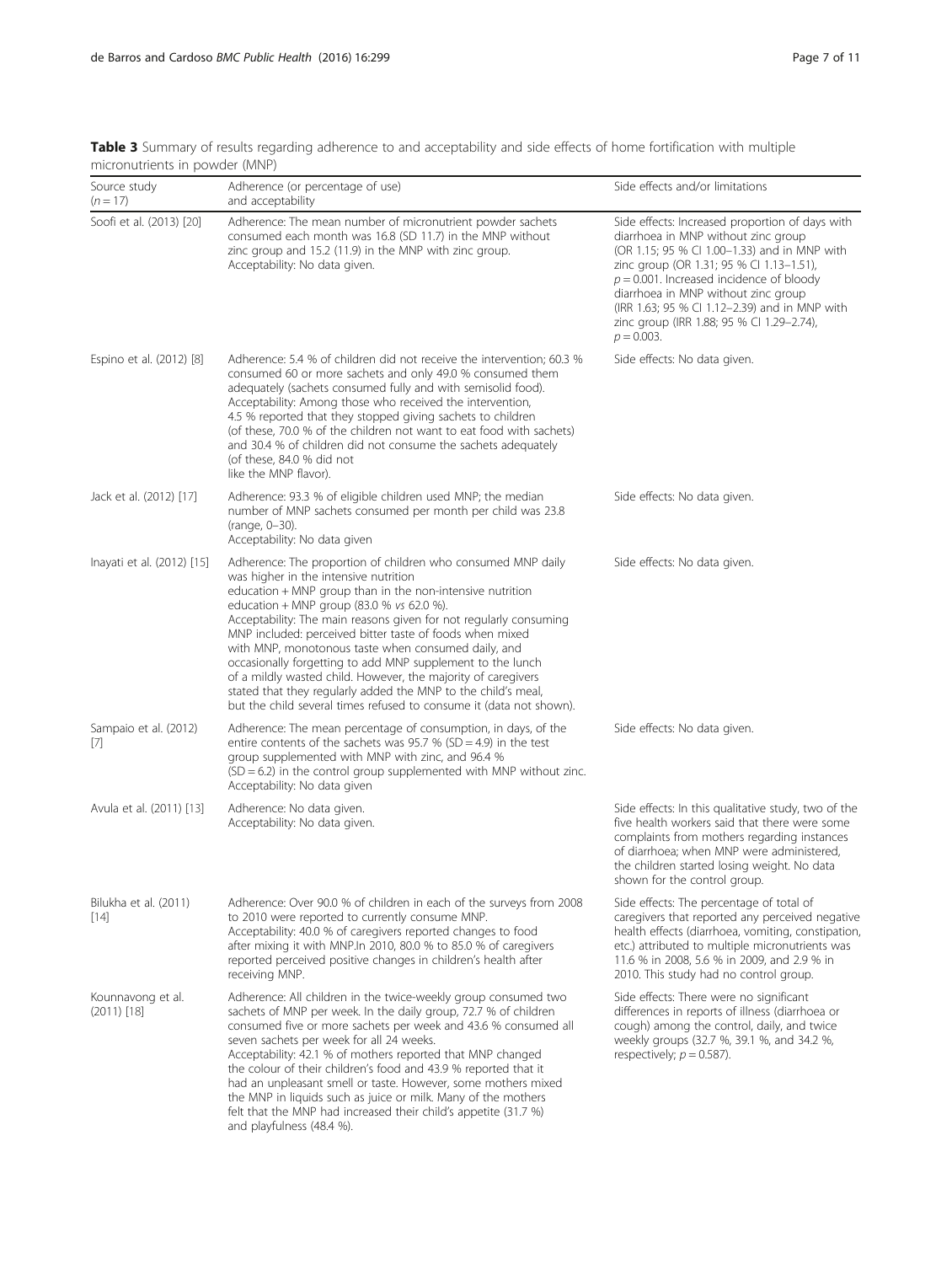**Table 3** Summary of results regarding adherence to and acceptability and side effects of home fortification with multiple micronutrients in powder (MNP)

| Source study ($n = 17$) | Adherence (or percentage of use) and acceptability | Side effects and/or limitations |
|---|---|---|
| Soofi et al. (2013) [20] | Adherence: The mean number of micronutrient powder sachets consumed each month was 16.8 (SD 11.7) in the MNP without zinc group and 15.2 (11.9) in the MNP with zinc group. Acceptability: No data given. | Side effects: Increased proportion of days with diarrhoea in MNP without zinc group (OR 1.15; 95 % CI 1.00–1.33) and in MNP with zinc group (OR 1.31; 95 % CI 1.13–1.51), $p = 0.001$. Increased incidence of bloody diarrhoea in MNP without zinc group (IRR 1.63; 95 % CI 1.12–2.39) and in MNP with zinc group (IRR 1.88; 95 % CI 1.29–2.74), $p = 0.003$. |
| Espino et al. (2012) [8] | Adherence: 5.4 % of children did not receive the intervention; 60.3 % consumed 60 or more sachets and only 49.0 % consumed them adequately (sachets consumed fully and with semisolid food). Acceptability: Among those who received the intervention, 4.5 % reported that they stopped giving sachets to children (of these, 70.0 % of the children not want to eat food with sachets) and 30.4 % of children did not consume the sachets adequately (of these, 84.0 % did not like the MNP flavor). | Side effects: No data given. |
| Jack et al. (2012) [17] | Adherence: 93.3 % of eligible children used MNP; the median number of MNP sachets consumed per month per child was 23.8 (range, 0–30). Acceptability: No data given | Side effects: No data given. |
| Inayati et al. (2012) [15] | Adherence: The proportion of children who consumed MNP daily was higher in the intensive nutrition education + MNP group than in the non-intensive nutrition education + MNP group (83.0 % *vs* 62.0 %). Acceptability: The main reasons given for not regularly consuming MNP included: perceived bitter taste of foods when mixed with MNP, monotonous taste when consumed daily, and occasionally forgetting to add MNP supplement to the lunch of a mildly wasted child. However, the majority of caregivers stated that they regularly added the MNP to the child's meal, but the child several times refused to consume it (data not shown). | Side effects: No data given. |
| Sampaio et al. (2012) [7] | Adherence: The mean percentage of consumption, in days, of the entire contents of the sachets was 95.7 % (SD = 4.9) in the test group supplemented with MNP with zinc, and 96.4 % (SD = 6.2) in the control group supplemented with MNP without zinc. Acceptability: No data given | Side effects: No data given. |
| Avula et al. (2011) [13] | Adherence: No data given. Acceptability: No data given. | Side effects: In this qualitative study, two of the five health workers said that there were some complaints from mothers regarding instances of diarrhoea; when MNP were administered, the children started losing weight. No data shown for the control group. |
| Bilukha et al. (2011) [14] | Adherence: Over 90.0 % of children in each of the surveys from 2008 to 2010 were reported to currently consume MNP. Acceptability: 40.0 % of caregivers reported changes to food after mixing it with MNP.In 2010, 80.0 % to 85.0 % of caregivers reported perceived positive changes in children's health after receiving MNP. | Side effects: The percentage of total of caregivers that reported any perceived negative health effects (diarrhoea, vomiting, constipation, etc.) attributed to multiple micronutrients was 11.6 % in 2008, 5.6 % in 2009, and 2.9 % in 2010. This study had no control group. |
| Kounnavong et al. (2011) [18] | Adherence: All children in the twice-weekly group consumed two sachets of MNP per week. In the daily group, 72.7 % of children consumed five or more sachets per week and 43.6 % consumed all seven sachets per week for all 24 weeks. Acceptability: 42.1 % of mothers reported that MNP changed the colour of their children's food and 43.9 % reported that it had an unpleasant smell or taste. However, some mothers mixed the MNP in liquids such as juice or milk. Many of the mothers felt that the MNP had increased their child's appetite (31.7 %) and playfulness (48.4 %). | Side effects: There were no significant differences in reports of illness (diarrhoea or cough) among the control, daily, and twice weekly groups (32.7 %, 39.1 %, and 34.2 %, respectively; $p = 0.587$). |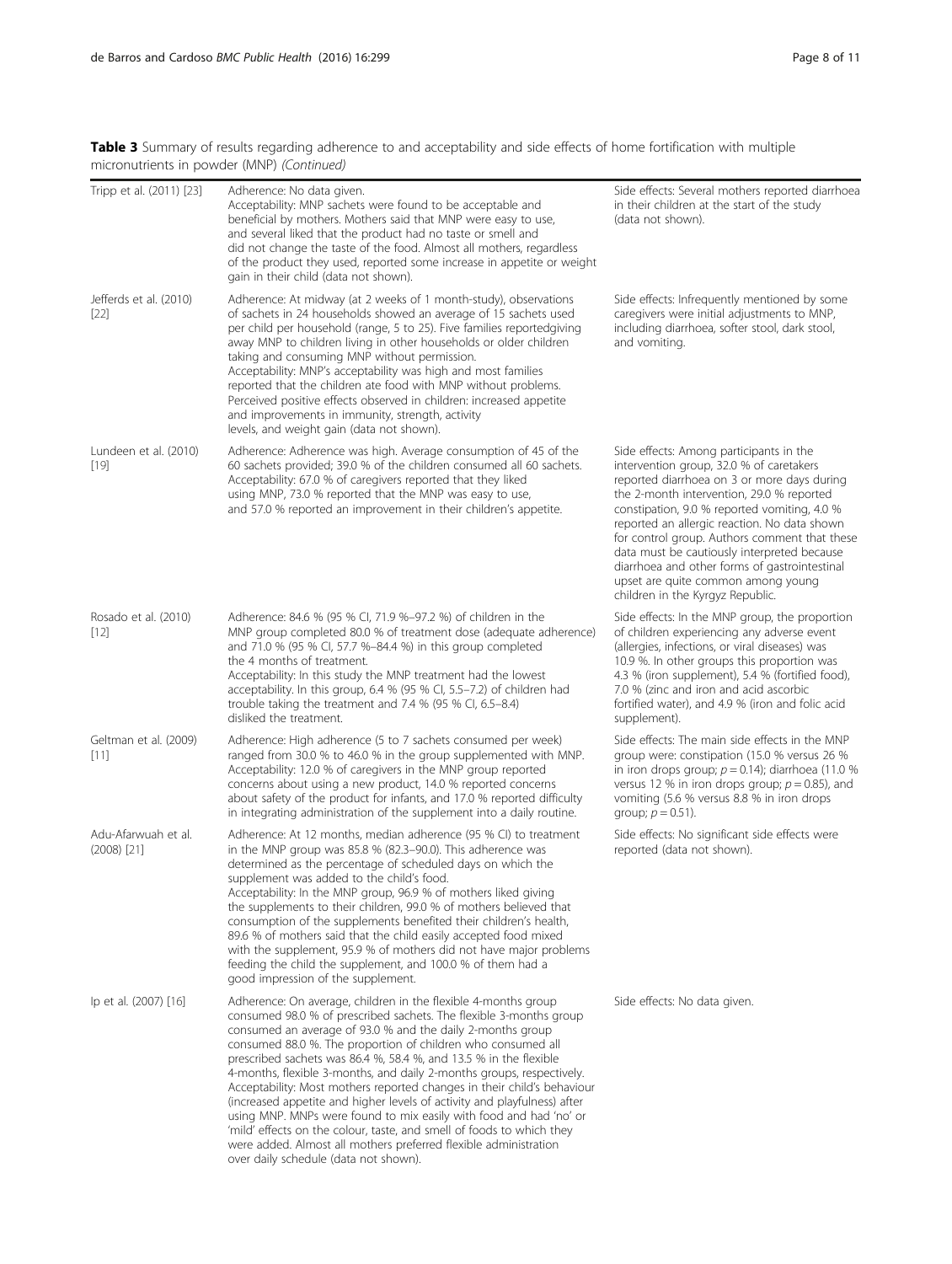**Table 3** Summary of results regarding adherence to and acceptability and side effects of home fortification with multiple micronutrients in powder (MNP) *(Continued)*

| | | |
|---|---|---|
| Tripp et al. (2011) [23] | Adherence: No data given.<br>Acceptability: MNP sachets were found to be acceptable and beneficial by mothers. Mothers said that MNP were easy to use, and several liked that the product had no taste or smell and did not change the taste of the food. Almost all mothers, regardless of the product they used, reported some increase in appetite or weight gain in their child (data not shown). | Side effects: Several mothers reported diarrhoea in their children at the start of the study (data not shown). |
| Jefferds et al. (2010) [22] | Adherence: At midway (at 2 weeks of 1 month-study), observations of sachets in 24 households showed an average of 15 sachets used per child per household (range, 5 to 25). Five families reportedgiving away MNP to children living in other households or older children taking and consuming MNP without permission.<br>Acceptability: MNP's acceptability was high and most families reported that the children ate food with MNP without problems. Perceived positive effects observed in children: increased appetite and improvements in immunity, strength, activity levels, and weight gain (data not shown). | Side effects: Infrequently mentioned by some caregivers were initial adjustments to MNP, including diarrhoea, softer stool, dark stool, and vomiting. |
| Lundeen et al. (2010) [19] | Adherence: Adherence was high. Average consumption of 45 of the 60 sachets provided; 39.0 % of the children consumed all 60 sachets.<br>Acceptability: 67.0 % of caregivers reported that they liked using MNP, 73.0 % reported that the MNP was easy to use, and 57.0 % reported an improvement in their children's appetite. | Side effects: Among participants in the intervention group, 32.0 % of caretakers reported diarrhoea on 3 or more days during the 2-month intervention, 29.0 % reported constipation, 9.0 % reported vomiting, 4.0 % reported an allergic reaction. No data shown for control group. Authors comment that these data must be cautiously interpreted because diarrhoea and other forms of gastrointestinal upset are quite common among young children in the Kyrgyz Republic. |
| Rosado et al. (2010) [12] | Adherence: 84.6 % (95 % CI, 71.9 %–97.2 %) of children in the MNP group completed 80.0 % of treatment dose (adequate adherence) and 71.0 % (95 % CI, 57.7 %–84.4 %) in this group completed the 4 months of treatment.<br>Acceptability: In this study the MNP treatment had the lowest acceptability. In this group, 6.4 % (95 % CI, 5.5–7.2) of children had trouble taking the treatment and 7.4 % (95 % CI, 6.5–8.4) disliked the treatment. | Side effects: In the MNP group, the proportion of children experiencing any adverse event (allergies, infections, or viral diseases) was 10.9 %. In other groups this proportion was 4.3 % (iron supplement), 5.4 % (fortified food), 7.0 % (zinc and iron and acid ascorbic fortified water), and 4.9 % (iron and folic acid supplement). |
| Geltman et al. (2009) [11] | Adherence: High adherence (5 to 7 sachets consumed per week) ranged from 30.0 % to 46.0 % in the group supplemented with MNP.<br>Acceptability: 12.0 % of caregivers in the MNP group reported concerns about using a new product, 14.0 % reported concerns about safety of the product for infants, and 17.0 % reported difficulty in integrating administration of the supplement into a daily routine. | Side effects: The main side effects in the MNP group were: constipation (15.0 % versus 26 % in iron drops group; $p = 0.14$); diarrhoea (11.0 % versus 12 % in iron drops group; $p = 0.85$), and vomiting (5.6 % versus 8.8 % in iron drops group; $p = 0.51$). |
| Adu-Afarwuah et al. (2008) [21] | Adherence: At 12 months, median adherence (95 % CI) to treatment in the MNP group was 85.8 % (82.3–90.0). This adherence was determined as the percentage of scheduled days on which the supplement was added to the child's food.<br>Acceptability: In the MNP group, 96.9 % of mothers liked giving the supplements to their children, 99.0 % of mothers believed that consumption of the supplements benefited their children's health, 89.6 % of mothers said that the child easily accepted food mixed with the supplement, 95.9 % of mothers did not have major problems feeding the child the supplement, and 100.0 % of them had a good impression of the supplement. | Side effects: No significant side effects were reported (data not shown). |
| Ip et al. (2007) [16] | Adherence: On average, children in the flexible 4-months group consumed 98.0 % of prescribed sachets. The flexible 3-months group consumed an average of 93.0 % and the daily 2-months group consumed 88.0 %. The proportion of children who consumed all prescribed sachets was 86.4 %, 58.4 %, and 13.5 % in the flexible 4-months, flexible 3-months, and daily 2-months groups, respectively.<br>Acceptability: Most mothers reported changes in their child's behaviour (increased appetite and higher levels of activity and playfulness) after using MNP. MNPs were found to mix easily with food and had 'no' or 'mild' effects on the colour, taste, and smell of foods to which they were added. Almost all mothers preferred flexible administration over daily schedule (data not shown). | Side effects: No data given. |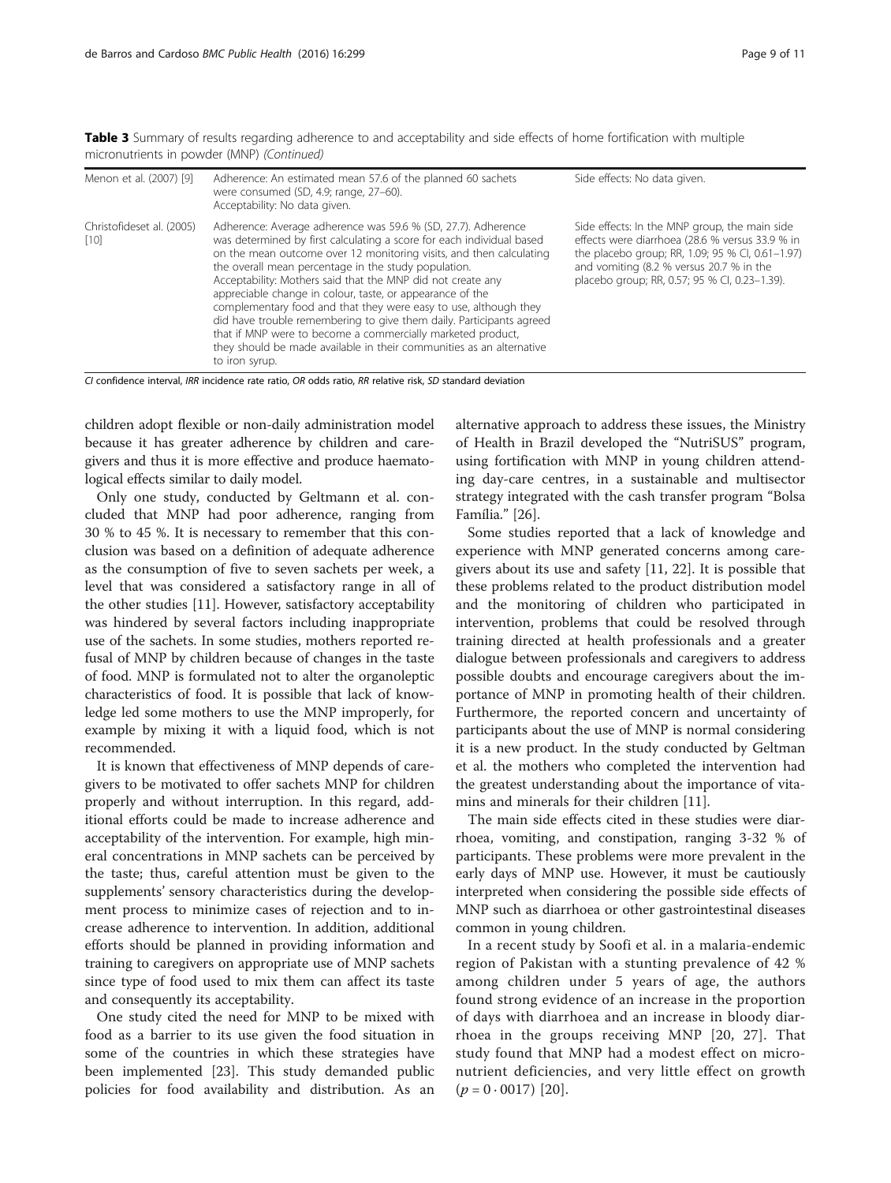**Table 3** Summary of results regarding adherence to and acceptability and side effects of home fortification with multiple micronutrients in powder (MNP) *(Continued)*

| | | |
|---|---|---|
| Menon et al. (2007) [9] | Adherence: An estimated mean 57.6 of the planned 60 sachets were consumed (SD, 4.9; range, 27–60).<br>Acceptability: No data given. | Side effects: No data given. |
| Christofideset al. (2005) [10] | Adherence: Average adherence was 59.6 % (SD, 27.7). Adherence was determined by first calculating a score for each individual based on the mean outcome over 12 monitoring visits, and then calculating the overall mean percentage in the study population.<br>Acceptability: Mothers said that the MNP did not create any appreciable change in colour, taste, or appearance of the complementary food and that they were easy to use, although they did have trouble remembering to give them daily. Participants agreed that if MNP were to become a commercially marketed product, they should be made available in their communities as an alternative to iron syrup. | Side effects: In the MNP group, the main side effects were diarrhoea (28.6 % versus 33.9 % in the placebo group; RR, 1.09; 95 % CI, 0.61–1.97) and vomiting (8.2 % versus 20.7 % in the placebo group; RR, 0.57; 95 % CI, 0.23–1.39). |

*CI* confidence interval, *IRR* incidence rate ratio, *OR* odds ratio, *RR* relative risk, *SD* standard deviation

children adopt flexible or non-daily administration model because it has greater adherence by children and caregivers and thus it is more effective and produce haematological effects similar to daily model.

Only one study, conducted by Geltmann et al. concluded that MNP had poor adherence, ranging from 30 % to 45 %. It is necessary to remember that this conclusion was based on a definition of adequate adherence as the consumption of five to seven sachets per week, a level that was considered a satisfactory range in all of the other studies [11]. However, satisfactory acceptability was hindered by several factors including inappropriate use of the sachets. In some studies, mothers reported refusal of MNP by children because of changes in the taste of food. MNP is formulated not to alter the organoleptic characteristics of food. It is possible that lack of knowledge led some mothers to use the MNP improperly, for example by mixing it with a liquid food, which is not recommended.

It is known that effectiveness of MNP depends of caregivers to be motivated to offer sachets MNP for children properly and without interruption. In this regard, additional efforts could be made to increase adherence and acceptability of the intervention. For example, high mineral concentrations in MNP sachets can be perceived by the taste; thus, careful attention must be given to the supplements' sensory characteristics during the development process to minimize cases of rejection and to increase adherence to intervention. In addition, additional efforts should be planned in providing information and training to caregivers on appropriate use of MNP sachets since type of food used to mix them can affect its taste and consequently its acceptability.

One study cited the need for MNP to be mixed with food as a barrier to its use given the food situation in some of the countries in which these strategies have been implemented [23]. This study demanded public policies for food availability and distribution. As an alternative approach to address these issues, the Ministry of Health in Brazil developed the "NutriSUS" program, using fortification with MNP in young children attending day-care centres, in a sustainable and multisector strategy integrated with the cash transfer program "Bolsa Família." [26].

Some studies reported that a lack of knowledge and experience with MNP generated concerns among caregivers about its use and safety [11, 22]. It is possible that these problems related to the product distribution model and the monitoring of children who participated in intervention, problems that could be resolved through training directed at health professionals and a greater dialogue between professionals and caregivers to address possible doubts and encourage caregivers about the importance of MNP in promoting health of their children. Furthermore, the reported concern and uncertainty of participants about the use of MNP is normal considering it is a new product. In the study conducted by Geltman et al. the mothers who completed the intervention had the greatest understanding about the importance of vitamins and minerals for their children [11].

The main side effects cited in these studies were diarrhoea, vomiting, and constipation, ranging 3-32 % of participants. These problems were more prevalent in the early days of MNP use. However, it must be cautiously interpreted when considering the possible side effects of MNP such as diarrhoea or other gastrointestinal diseases common in young children.

In a recent study by Soofi et al. in a malaria-endemic region of Pakistan with a stunting prevalence of 42 % among children under 5 years of age, the authors found strong evidence of an increase in the proportion of days with diarrhoea and an increase in bloody diarrhoea in the groups receiving MNP [20, 27]. That study found that MNP had a modest effect on micronutrient deficiencies, and very little effect on growth ($p = 0 \cdot 0017$) [20].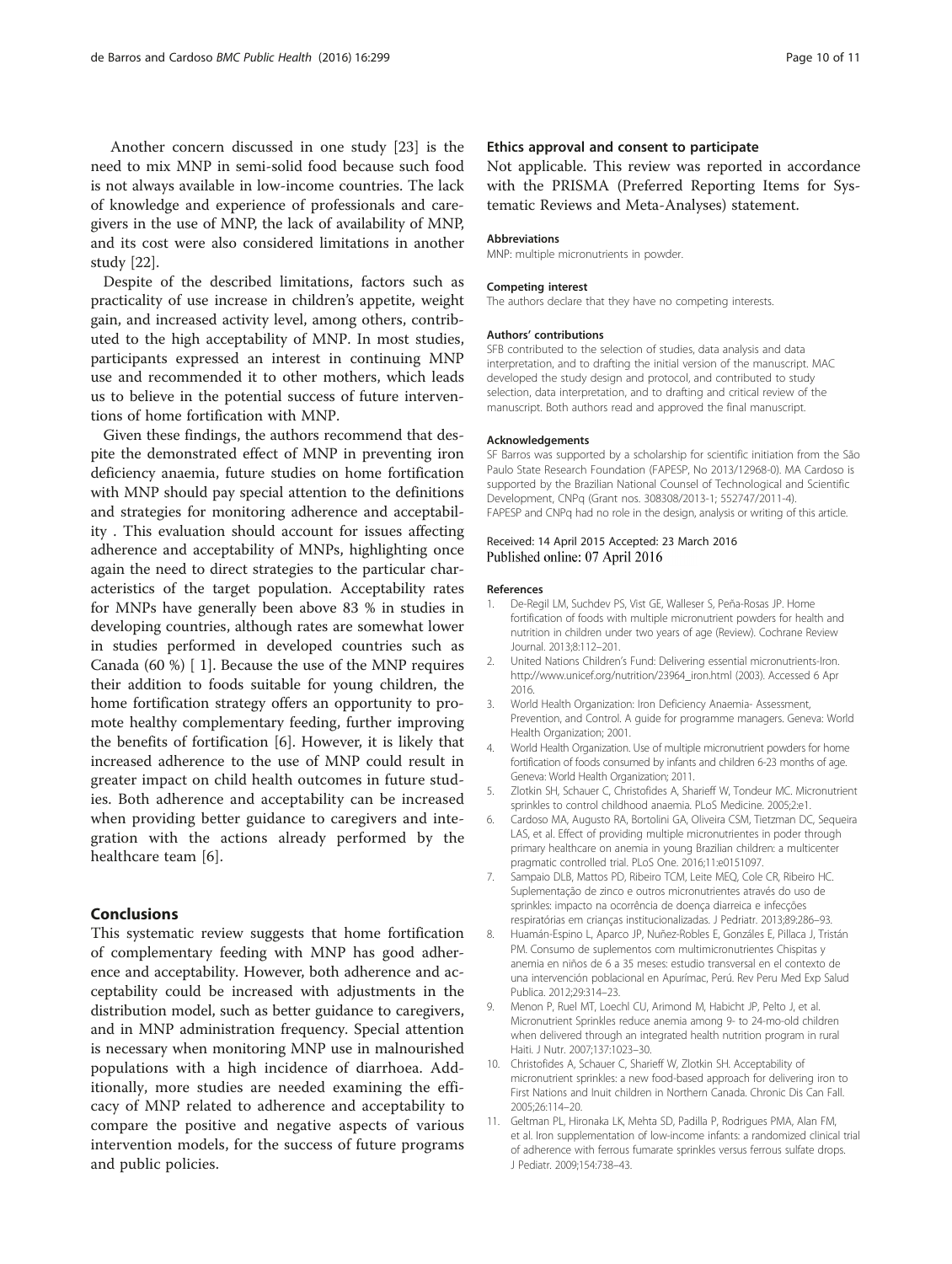Another concern discussed in one study [23] is the need to mix MNP in semi-solid food because such food is not always available in low-income countries. The lack of knowledge and experience of professionals and caregivers in the use of MNP, the lack of availability of MNP, and its cost were also considered limitations in another study [22].

Despite of the described limitations, factors such as practicality of use increase in children's appetite, weight gain, and increased activity level, among others, contributed to the high acceptability of MNP. In most studies, participants expressed an interest in continuing MNP use and recommended it to other mothers, which leads us to believe in the potential success of future interventions of home fortification with MNP.

Given these findings, the authors recommend that despite the demonstrated effect of MNP in preventing iron deficiency anaemia, future studies on home fortification with MNP should pay special attention to the definitions and strategies for monitoring adherence and acceptability . This evaluation should account for issues affecting adherence and acceptability of MNPs, highlighting once again the need to direct strategies to the particular characteristics of the target population. Acceptability rates for MNPs have generally been above 83 % in studies in developing countries, although rates are somewhat lower in studies performed in developed countries such as Canada (60 %) [ 1]. Because the use of the MNP requires their addition to foods suitable for young children, the home fortification strategy offers an opportunity to promote healthy complementary feeding, further improving the benefits of fortification [6]. However, it is likely that increased adherence to the use of MNP could result in greater impact on child health outcomes in future studies. Both adherence and acceptability can be increased when providing better guidance to caregivers and integration with the actions already performed by the healthcare team [6].

## Conclusions

This systematic review suggests that home fortification of complementary feeding with MNP has good adherence and acceptability. However, both adherence and acceptability could be increased with adjustments in the distribution model, such as better guidance to caregivers, and in MNP administration frequency. Special attention is necessary when monitoring MNP use in malnourished populations with a high incidence of diarrhoea. Additionally, more studies are needed examining the efficacy of MNP related to adherence and acceptability to compare the positive and negative aspects of various intervention models, for the success of future programs and public policies.

### Ethics approval and consent to participate

Not applicable. This review was reported in accordance with the PRISMA (Preferred Reporting Items for Systematic Reviews and Meta-Analyses) statement.

#### Abbreviations

MNP: multiple micronutrients in powder.

#### Competing interest

The authors declare that they have no competing interests.

#### Authors' contributions

SFB contributed to the selection of studies, data analysis and data interpretation, and to drafting the initial version of the manuscript. MAC developed the study design and protocol, and contributed to study selection, data interpretation, and to drafting and critical review of the manuscript. Both authors read and approved the final manuscript.

#### Acknowledgements

SF Barros was supported by a scholarship for scientific initiation from the São Paulo State Research Foundation (FAPESP, No 2013/12968-0). MA Cardoso is supported by the Brazilian National Counsel of Technological and Scientific Development, CNPq (Grant nos. 308308/2013-1; 552747/2011-4). FAPESP and CNPq had no role in the design, analysis or writing of this article.

Received: 14 April 2015 Accepted: 23 March 2016
Published online: 07 April 2016

#### References

1. De-Regil LM, Suchdev PS, Vist GE, Walleser S, Peña-Rosas JP. Home fortification of foods with multiple micronutrient powders for health and nutrition in children under two years of age (Review). Cochrane Review Journal. 2013;8:112–201.
2. United Nations Children's Fund: Delivering essential micronutrients-Iron. http://www.unicef.org/nutrition/23964_iron.html (2003). Accessed 6 Apr 2016.
3. World Health Organization: Iron Deficiency Anaemia- Assessment, Prevention, and Control. A guide for programme managers. Geneva: World Health Organization; 2001.
4. World Health Organization. Use of multiple micronutrient powders for home fortification of foods consumed by infants and children 6-23 months of age. Geneva: World Health Organization; 2011.
5. Zlotkin SH, Schauer C, Christofides A, Sharieff W, Tondeur MC. Micronutrient sprinkles to control childhood anaemia. PLoS Medicine. 2005;2:e1.
6. Cardoso MA, Augusto RA, Bortolini GA, Oliveira CSM, Tietzman DC, Sequeira LAS, et al. Effect of providing multiple micronutrientes in powder through primary healthcare on anemia in young Brazilian children: a multicenter pragmatic controlled trial. PLoS One. 2016;11:e0151097.
7. Sampaio DLB, Mattos PD, Ribeiro TCM, Leite MEQ, Cole CR, Ribeiro HC. Suplementação de zinco e outros micronutrientes através do uso de sprinkles: impacto na ocorrência de doença diarreica e infecções respiratórias em crianças institucionalizadas. J Pedriatr. 2013;89:286–93.
8. Huamán-Espino L, Aparco JP, Nuñez-Robles E, Gonzáles E, Pillaca J, Tristán PM. Consumo de suplementos com multimicronutrientes Chispitas y anemia en niños de 6 a 35 meses: estudio transversal en el contexto de una intervención poblacional en Apurímac, Perú. Rev Peru Med Exp Salud Publica. 2012;29:314–23.
9. Menon P, Ruel MT, Loechl CU, Arimond M, Habicht JP, Pelto J, et al. Micronutrient Sprinkles reduce anemia among 9- to 24-mo-old children when delivered through an integrated health nutrition program in rural Haiti. J Nutr. 2007;137:1023–30.
10. Christofides A, Schauer C, Sharieff W, Zlotkin SH. Acceptability of micronutrient sprinkles: a new food-based approach for delivering iron to First Nations and Inuit children in Northern Canada. Chronic Dis Can Fall. 2005;26:114–20.
11. Geltman PL, Hironaka LK, Mehta SD, Padilla P, Rodrigues PMA, Alan FM, et al. Iron supplementation of low-income infants: a randomized clinical trial of adherence with ferrous fumarate sprinkles versus ferrous sulfate drops. J Pediatr. 2009;154:738–43.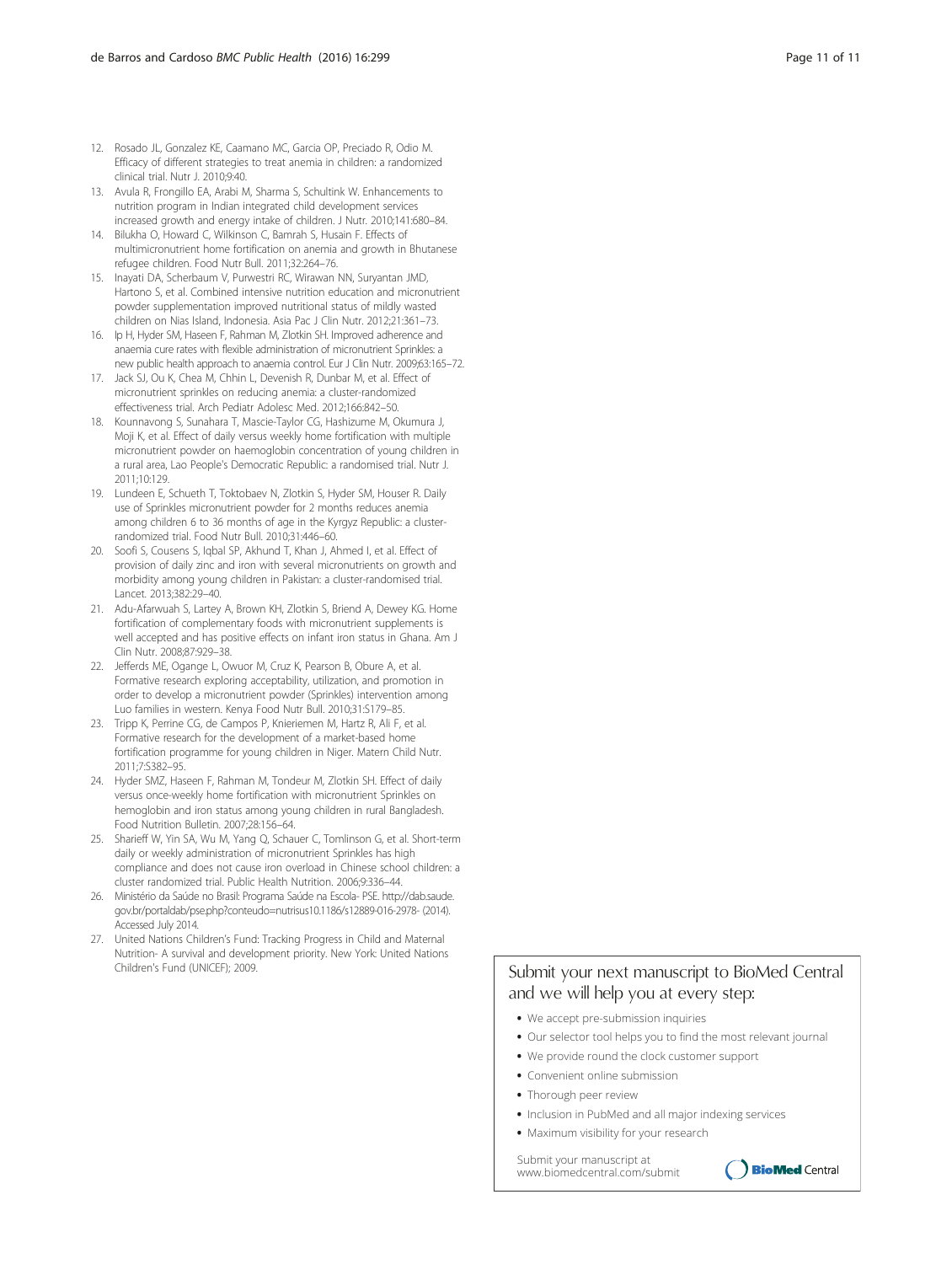12. Rosado JL, Gonzalez KE, Caamano MC, Garcia OP, Preciado R, Odio M. Efficacy of different strategies to treat anemia in children: a randomized clinical trial. Nutr J. 2010;9:40.
13. Avula R, Frongillo EA, Arabi M, Sharma S, Schultink W. Enhancements to nutrition program in Indian integrated child development services increased growth and energy intake of children. J Nutr. 2010;141:680–84.
14. Bilukha O, Howard C, Wilkinson C, Bamrah S, Husain F. Effects of multimicronutrient home fortification on anemia and growth in Bhutanese refugee children. Food Nutr Bull. 2011;32:264–76.
15. Inayati DA, Scherbaum V, Purwestri RC, Wirawan NN, Suryantan JMD, Hartono S, et al. Combined intensive nutrition education and micronutrient powder supplementation improved nutritional status of mildly wasted children on Nias Island, Indonesia. Asia Pac J Clin Nutr. 2012;21:361–73.
16. Ip H, Hyder SM, Haseen F, Rahman M, Zlotkin SH. Improved adherence and anaemia cure rates with flexible administration of micronutrient Sprinkles: a new public health approach to anaemia control. Eur J Clin Nutr. 2009;63:165–72.
17. Jack SJ, Ou K, Chea M, Chhin L, Devenish R, Dunbar M, et al. Effect of micronutrient sprinkles on reducing anemia: a cluster-randomized effectiveness trial. Arch Pediatr Adolesc Med. 2012;166:842–50.
18. Kounnavong S, Sunahara T, Mascie-Taylor CG, Hashizume M, Okumura J, Moji K, et al. Effect of daily versus weekly home fortification with multiple micronutrient powder on haemoglobin concentration of young children in a rural area, Lao People's Democratic Republic: a randomised trial. Nutr J. 2011;10:129.
19. Lundeen E, Schueth T, Toktobaev N, Zlotkin S, Hyder SM, Houser R. Daily use of Sprinkles micronutrient powder for 2 months reduces anemia among children 6 to 36 months of age in the Kyrgyz Republic: a cluster-randomized trial. Food Nutr Bull. 2010;31:446–60.
20. Soofi S, Cousens S, Iqbal SP, Akhund T, Khan J, Ahmed I, et al. Effect of provision of daily zinc and iron with several micronutrients on growth and morbidity among young children in Pakistan: a cluster-randomised trial. Lancet. 2013;382:29–40.
21. Adu-Afarwuah S, Lartey A, Brown KH, Zlotkin S, Briend A, Dewey KG. Home fortification of complementary foods with micronutrient supplements is well accepted and has positive effects on infant iron status in Ghana. Am J Clin Nutr. 2008;87:929–38.
22. Jefferds ME, Ogange L, Owuor M, Cruz K, Pearson B, Obure A, et al. Formative research exploring acceptability, utilization, and promotion in order to develop a micronutrient powder (Sprinkles) intervention among Luo families in western. Kenya Food Nutr Bull. 2010;31:S179–85.
23. Tripp K, Perrine CG, de Campos P, Knieriemen M, Hartz R, Ali F, et al. Formative research for the development of a market-based home fortification programme for young children in Niger. Matern Child Nutr. 2011;7:S382–95.
24. Hyder SMZ, Haseen F, Rahman M, Tondeur M, Zlotkin SH. Effect of daily versus once-weekly home fortification with micronutrient Sprinkles on hemoglobin and iron status among young children in rural Bangladesh. Food Nutrition Bulletin. 2007;28:156–64.
25. Sharieff W, Yin SA, Wu M, Yang Q, Schauer C, Tomlinson G, et al. Short-term daily or weekly administration of micronutrient Sprinkles has high compliance and does not cause iron overload in Chinese school children: a cluster randomized trial. Public Health Nutrition. 2006;9:336–44.
26. Ministério da Saúde no Brasil: Programa Saúde na Escola- PSE. http://dab.saude.gov.br/portaldab/pse.php?conteudo=nutrisus10.1186/s12889-016-2978- (2014). Accessed July 2014.
27. United Nations Children's Fund: Tracking Progress in Child and Maternal Nutrition- A survival and development priority. New York: United Nations Children's Fund (UNICEF); 2009.

Submit your next manuscript to BioMed Central and we will help you at every step:

- We accept pre-submission inquiries
- Our selector tool helps you to find the most relevant journal
- We provide round the clock customer support
- Convenient online submission
- Thorough peer review
- Inclusion in PubMed and all major indexing services
- Maximum visibility for your research

Submit your manuscript at www.biomedcentral.com/submit

BioMed Central